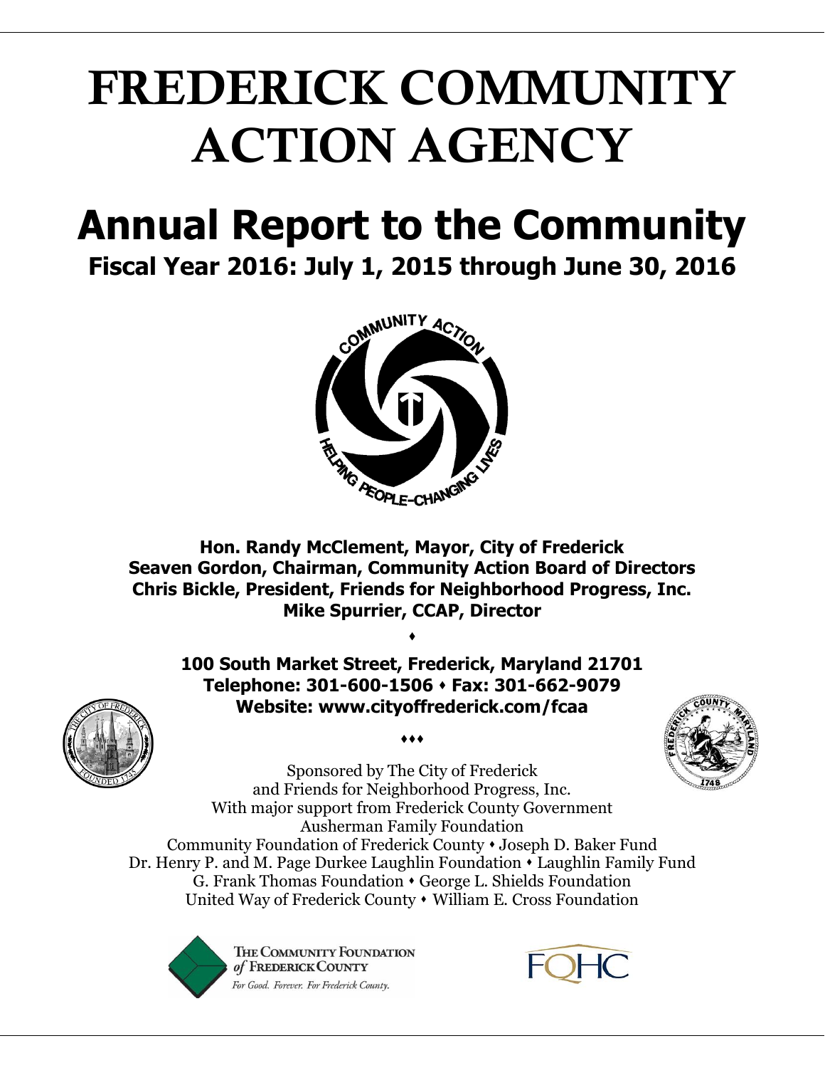# FREDERICK COMMUNITY ACTION AGENCY

# Annual Report to the Community

## Fiscal Year 2016: July 1, 2015 through June 30, 2016

**Hon. Randy McClement, Mayor, City of Frederick**
**Seaven Gordon, Chairman, Community Action Board of Directors**
**Chris Bickle, President, Friends for Neighborhood Progress, Inc.**
**Mike Spurrier, CCAP, Director**

♦

**100 South Market Street, Frederick, Maryland 21701**
**Telephone: 301-600-1506 ♦ Fax: 301-662-9079**
**Website: www.cityoffrederick.com/fcaa**

♦♦♦

Sponsored by The City of Frederick
and Friends for Neighborhood Progress, Inc.
With major support from Frederick County Government
Ausherman Family Foundation
Community Foundation of Frederick County ♦ Joseph D. Baker Fund
Dr. Henry P. and M. Page Durkee Laughlin Foundation ♦ Laughlin Family Fund
G. Frank Thomas Foundation ♦ George L. Shields Foundation
United Way of Frederick County ♦ William E. Cross Foundation

The Community Foundation of Frederick County
*For Good. Forever. For Frederick County.*

FQHC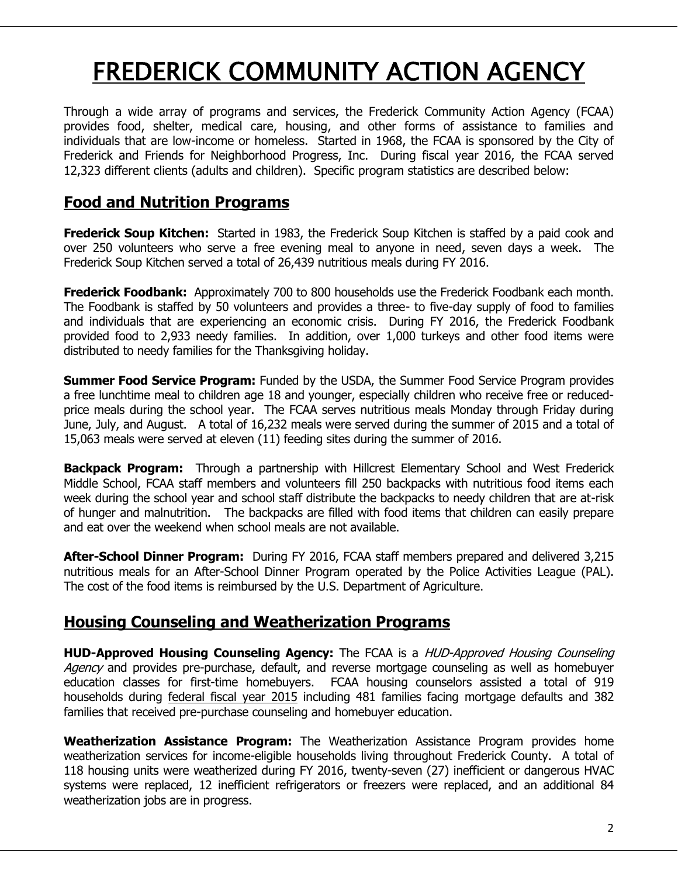# FREDERICK COMMUNITY ACTION AGENCY

Through a wide array of programs and services, the Frederick Community Action Agency (FCAA) provides food, shelter, medical care, housing, and other forms of assistance to families and individuals that are low-income or homeless. Started in 1968, the FCAA is sponsored by the City of Frederick and Friends for Neighborhood Progress, Inc. During fiscal year 2016, the FCAA served 12,323 different clients (adults and children). Specific program statistics are described below:

## Food and Nutrition Programs

**Frederick Soup Kitchen:** Started in 1983, the Frederick Soup Kitchen is staffed by a paid cook and over 250 volunteers who serve a free evening meal to anyone in need, seven days a week. The Frederick Soup Kitchen served a total of 26,439 nutritious meals during FY 2016.

**Frederick Foodbank:** Approximately 700 to 800 households use the Frederick Foodbank each month. The Foodbank is staffed by 50 volunteers and provides a three- to five-day supply of food to families and individuals that are experiencing an economic crisis. During FY 2016, the Frederick Foodbank provided food to 2,933 needy families. In addition, over 1,000 turkeys and other food items were distributed to needy families for the Thanksgiving holiday.

**Summer Food Service Program:** Funded by the USDA, the Summer Food Service Program provides a free lunchtime meal to children age 18 and younger, especially children who receive free or reduced-price meals during the school year. The FCAA serves nutritious meals Monday through Friday during June, July, and August. A total of 16,232 meals were served during the summer of 2015 and a total of 15,063 meals were served at eleven (11) feeding sites during the summer of 2016.

**Backpack Program:** Through a partnership with Hillcrest Elementary School and West Frederick Middle School, FCAA staff members and volunteers fill 250 backpacks with nutritious food items each week during the school year and school staff distribute the backpacks to needy children that are at-risk of hunger and malnutrition. The backpacks are filled with food items that children can easily prepare and eat over the weekend when school meals are not available.

**After-School Dinner Program:** During FY 2016, FCAA staff members prepared and delivered 3,215 nutritious meals for an After-School Dinner Program operated by the Police Activities League (PAL). The cost of the food items is reimbursed by the U.S. Department of Agriculture.

## Housing Counseling and Weatherization Programs

**HUD-Approved Housing Counseling Agency:** The FCAA is a *HUD-Approved Housing Counseling Agency* and provides pre-purchase, default, and reverse mortgage counseling as well as homebuyer education classes for first-time homebuyers. FCAA housing counselors assisted a total of 919 households during federal fiscal year 2015 including 481 families facing mortgage defaults and 382 families that received pre-purchase counseling and homebuyer education.

**Weatherization Assistance Program:** The Weatherization Assistance Program provides home weatherization services for income-eligible households living throughout Frederick County. A total of 118 housing units were weatherized during FY 2016, twenty-seven (27) inefficient or dangerous HVAC systems were replaced, 12 inefficient refrigerators or freezers were replaced, and an additional 84 weatherization jobs are in progress.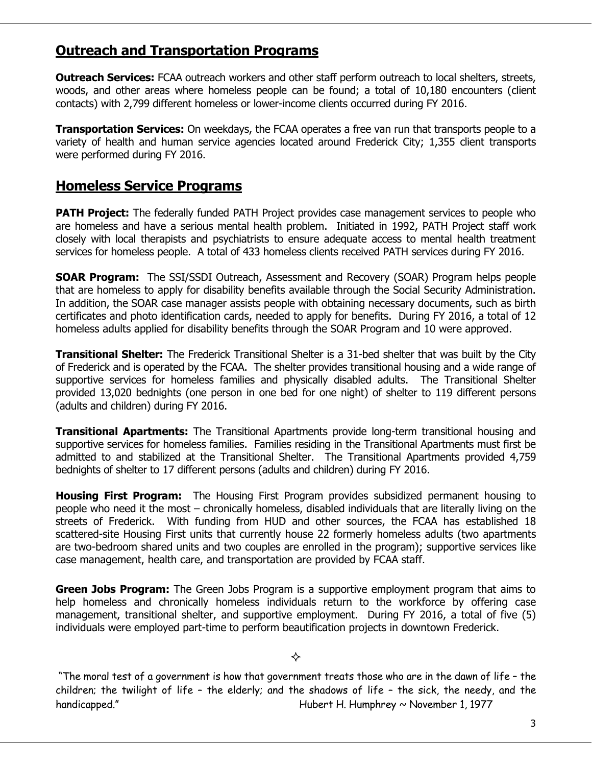## Outreach and Transportation Programs

**Outreach Services:** FCAA outreach workers and other staff perform outreach to local shelters, streets, woods, and other areas where homeless people can be found; a total of 10,180 encounters (client contacts) with 2,799 different homeless or lower-income clients occurred during FY 2016.

**Transportation Services:** On weekdays, the FCAA operates a free van run that transports people to a variety of health and human service agencies located around Frederick City; 1,355 client transports were performed during FY 2016.

## Homeless Service Programs

**PATH Project:** The federally funded PATH Project provides case management services to people who are homeless and have a serious mental health problem. Initiated in 1992, PATH Project staff work closely with local therapists and psychiatrists to ensure adequate access to mental health treatment services for homeless people. A total of 433 homeless clients received PATH services during FY 2016.

**SOAR Program:** The SSI/SSDI Outreach, Assessment and Recovery (SOAR) Program helps people that are homeless to apply for disability benefits available through the Social Security Administration. In addition, the SOAR case manager assists people with obtaining necessary documents, such as birth certificates and photo identification cards, needed to apply for benefits. During FY 2016, a total of 12 homeless adults applied for disability benefits through the SOAR Program and 10 were approved.

**Transitional Shelter:** The Frederick Transitional Shelter is a 31-bed shelter that was built by the City of Frederick and is operated by the FCAA. The shelter provides transitional housing and a wide range of supportive services for homeless families and physically disabled adults. The Transitional Shelter provided 13,020 bednights (one person in one bed for one night) of shelter to 119 different persons (adults and children) during FY 2016.

**Transitional Apartments:** The Transitional Apartments provide long-term transitional housing and supportive services for homeless families. Families residing in the Transitional Apartments must first be admitted to and stabilized at the Transitional Shelter. The Transitional Apartments provided 4,759 bednights of shelter to 17 different persons (adults and children) during FY 2016.

**Housing First Program:** The Housing First Program provides subsidized permanent housing to people who need it the most – chronically homeless, disabled individuals that are literally living on the streets of Frederick. With funding from HUD and other sources, the FCAA has established 18 scattered-site Housing First units that currently house 22 formerly homeless adults (two apartments are two-bedroom shared units and two couples are enrolled in the program); supportive services like case management, health care, and transportation are provided by FCAA staff.

**Green Jobs Program:** The Green Jobs Program is a supportive employment program that aims to help homeless and chronically homeless individuals return to the workforce by offering case management, transitional shelter, and supportive employment. During FY 2016, a total of five (5) individuals were employed part-time to perform beautification projects in downtown Frederick.

✧

"The moral test of a government is how that government treats those who are in the dawn of life – the children; the twilight of life – the elderly; and the shadows of life – the sick, the needy, and the handicapped." Hubert H. Humphrey ~ November 1, 1977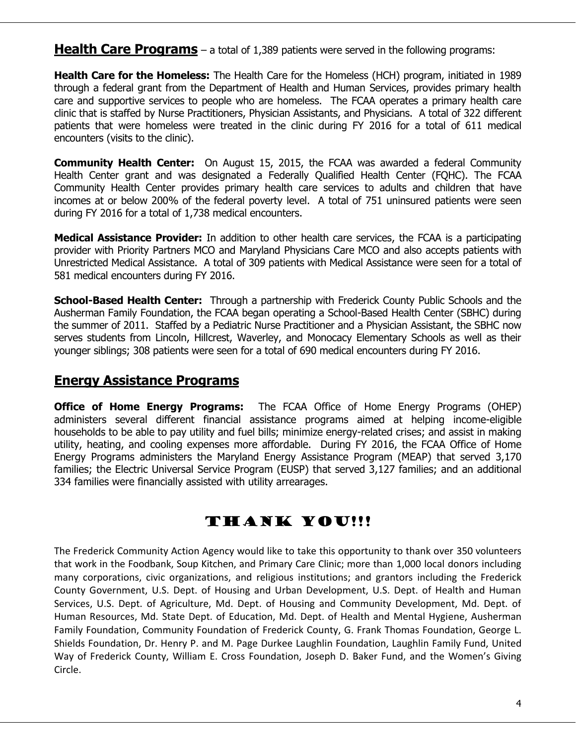## Health Care Programs – a total of 1,389 patients were served in the following programs:

**Health Care for the Homeless:** The Health Care for the Homeless (HCH) program, initiated in 1989 through a federal grant from the Department of Health and Human Services, provides primary health care and supportive services to people who are homeless. The FCAA operates a primary health care clinic that is staffed by Nurse Practitioners, Physician Assistants, and Physicians. A total of 322 different patients that were homeless were treated in the clinic during FY 2016 for a total of 611 medical encounters (visits to the clinic).

**Community Health Center:** On August 15, 2015, the FCAA was awarded a federal Community Health Center grant and was designated a Federally Qualified Health Center (FQHC). The FCAA Community Health Center provides primary health care services to adults and children that have incomes at or below 200% of the federal poverty level. A total of 751 uninsured patients were seen during FY 2016 for a total of 1,738 medical encounters.

**Medical Assistance Provider:** In addition to other health care services, the FCAA is a participating provider with Priority Partners MCO and Maryland Physicians Care MCO and also accepts patients with Unrestricted Medical Assistance. A total of 309 patients with Medical Assistance were seen for a total of 581 medical encounters during FY 2016.

**School-Based Health Center:** Through a partnership with Frederick County Public Schools and the Ausherman Family Foundation, the FCAA began operating a School-Based Health Center (SBHC) during the summer of 2011. Staffed by a Pediatric Nurse Practitioner and a Physician Assistant, the SBHC now serves students from Lincoln, Hillcrest, Waverley, and Monocacy Elementary Schools as well as their younger siblings; 308 patients were seen for a total of 690 medical encounters during FY 2016.

## Energy Assistance Programs

**Office of Home Energy Programs:** The FCAA Office of Home Energy Programs (OHEP) administers several different financial assistance programs aimed at helping income-eligible households to be able to pay utility and fuel bills; minimize energy-related crises; and assist in making utility, heating, and cooling expenses more affordable. During FY 2016, the FCAA Office of Home Energy Programs administers the Maryland Energy Assistance Program (MEAP) that served 3,170 families; the Electric Universal Service Program (EUSP) that served 3,127 families; and an additional 334 families were financially assisted with utility arrearages.

# THANK YOU!!!

The Frederick Community Action Agency would like to take this opportunity to thank over 350 volunteers that work in the Foodbank, Soup Kitchen, and Primary Care Clinic; more than 1,000 local donors including many corporations, civic organizations, and religious institutions; and grantors including the Frederick County Government, U.S. Dept. of Housing and Urban Development, U.S. Dept. of Health and Human Services, U.S. Dept. of Agriculture, Md. Dept. of Housing and Community Development, Md. Dept. of Human Resources, Md. State Dept. of Education, Md. Dept. of Health and Mental Hygiene, Ausherman Family Foundation, Community Foundation of Frederick County, G. Frank Thomas Foundation, George L. Shields Foundation, Dr. Henry P. and M. Page Durkee Laughlin Foundation, Laughlin Family Fund, United Way of Frederick County, William E. Cross Foundation, Joseph D. Baker Fund, and the Women's Giving Circle.